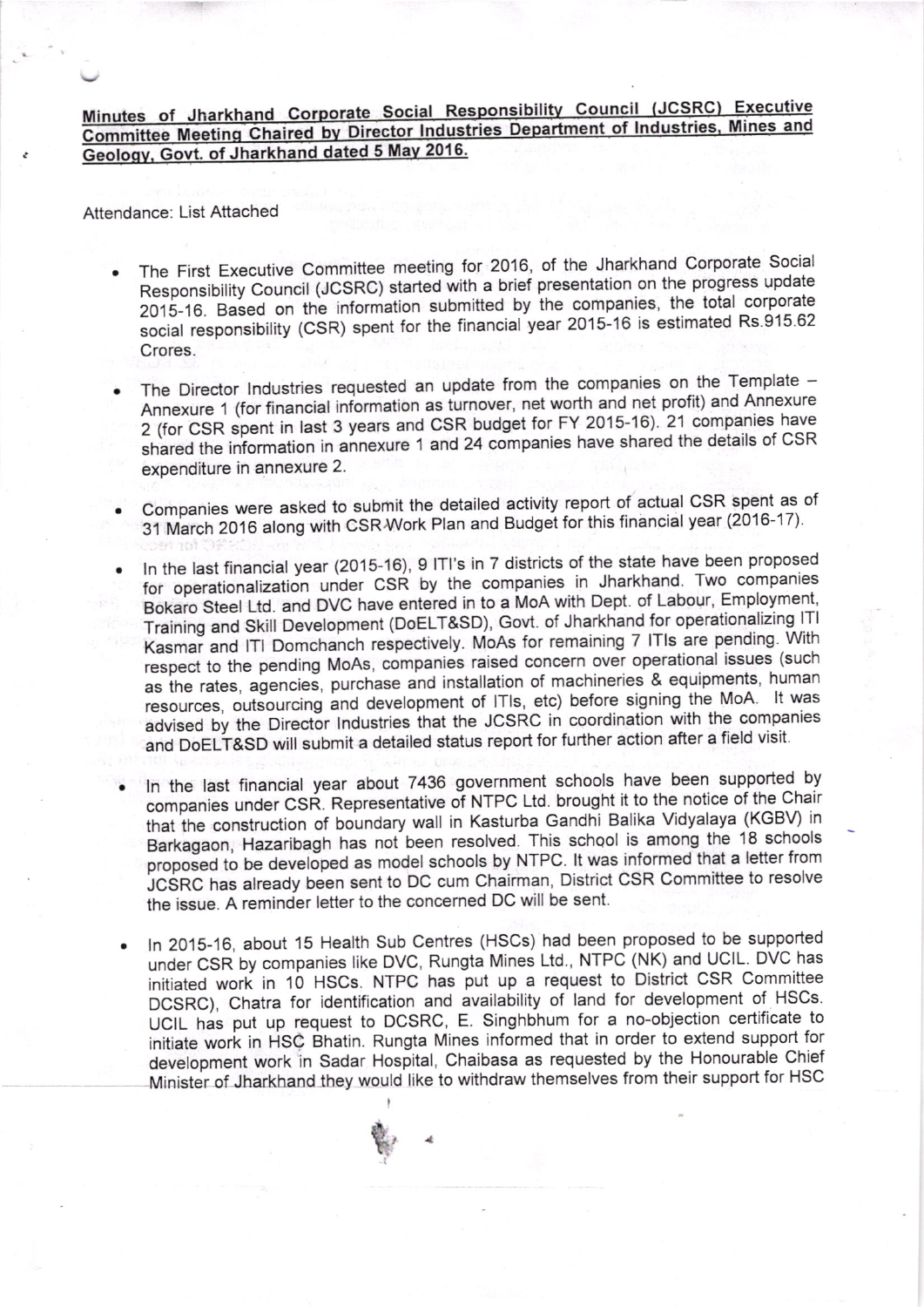**Minutes of Jharkhand Corporate Social Responsibility Council (JCSRC) Executive Committee Meeting Chaired by Director Industries Department of Industries, Mines and Geology, Govt. of Jharkhand dated 5 May 2016.**

Attendance: List Attached

- The First Executive Committee meeting for 2016, of the Jharkhand Corporate Social Responsibility Council (JCSRC) started with a brief presentation on the progress update 2015-16. Based on the information submitted by the companies, the total corporate social responsibility (CSR) spent for the financial year 2015-16 is estimated Rs.915.62 Crores.

- The Director Industries requested an update from the companies on the Template – Annexure 1 (for financial information as turnover, net worth and net profit) and Annexure 2 (for CSR spent in last 3 years and CSR budget for FY 2015-16). 21 companies have shared the information in annexure 1 and 24 companies have shared the details of CSR expenditure in annexure 2.

- Companies were asked to submit the detailed activity report of actual CSR spent as of 31 March 2016 along with CSR Work Plan and Budget for this financial year (2016-17).

- In the last financial year (2015-16), 9 ITI's in 7 districts of the state have been proposed for operationalization under CSR by the companies in Jharkhand. Two companies Bokaro Steel Ltd. and DVC have entered in to a MoA with Dept. of Labour, Employment, Training and Skill Development (DoELT&SD), Govt. of Jharkhand for operationalizing ITI Kasmar and ITI Domchanch respectively. MoAs for remaining 7 ITIs are pending. With respect to the pending MoAs, companies raised concern over operational issues (such as the rates, agencies, purchase and installation of machineries & equipments, human resources, outsourcing and development of ITIs, etc) before signing the MoA. It was advised by the Director Industries that the JCSRC in coordination with the companies and DoELT&SD will submit a detailed status report for further action after a field visit.

- In the last financial year about 7436 government schools have been supported by companies under CSR. Representative of NTPC Ltd. brought it to the notice of the Chair that the construction of boundary wall in Kasturba Gandhi Balika Vidyalaya (KGBV) in Barkagaon, Hazaribagh has not been resolved. This school is among the 18 schools proposed to be developed as model schools by NTPC. It was informed that a letter from JCSRC has already been sent to DC cum Chairman, District CSR Committee to resolve the issue. A reminder letter to the concerned DC will be sent.

- In 2015-16, about 15 Health Sub Centres (HSCs) had been proposed to be supported under CSR by companies like DVC, Rungta Mines Ltd., NTPC (NK) and UCIL. DVC has initiated work in 10 HSCs. NTPC has put up a request to District CSR Committee DCSRC), Chatra for identification and availability of land for development of HSCs. UCIL has put up request to DCSRC, E. Singhbhum for a no-objection certificate to initiate work in HSC Bhatin. Rungta Mines informed that in order to extend support for development work in Sadar Hospital, Chaibasa as requested by the Honourable Chief Minister of Jharkhand they would like to withdraw themselves from their support for HSC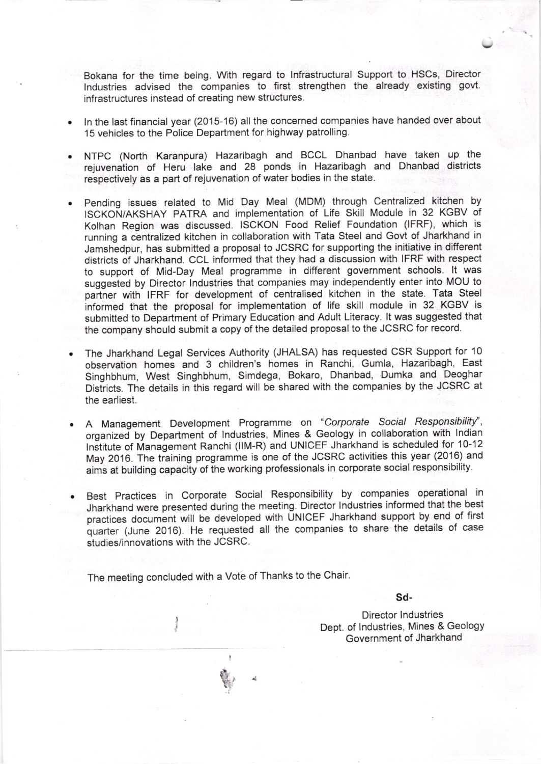Bokana for the time being. With regard to Infrastructural Support to HSCs, Director Industries advised the companies to first strengthen the already existing govt. infrastructures instead of creating new structures.

- In the last financial year (2015-16) all the concerned companies have handed over about 15 vehicles to the Police Department for highway patrolling.

- NTPC (North Karanpura) Hazaribagh and BCCL Dhanbad have taken up the rejuvenation of Heru lake and 28 ponds in Hazaribagh and Dhanbad districts respectively as a part of rejuvenation of water bodies in the state.

- Pending issues related to Mid Day Meal (MDM) through Centralized kitchen by ISCKON/AKSHAY PATRA and implementation of Life Skill Module in 32 KGBV of Kolhan Region was discussed. ISCKON Food Relief Foundation (IFRF), which is running a centralized kitchen in collaboration with Tata Steel and Govt of Jharkhand in Jamshedpur, has submitted a proposal to JCSRC for supporting the initiative in different districts of Jharkhand. CCL informed that they had a discussion with IFRF with respect to support of Mid-Day Meal programme in different government schools. It was suggested by Director Industries that companies may independently enter into MOU to partner with IFRF for development of centralised kitchen in the state. Tata Steel informed that the proposal for implementation of life skill module in 32 KGBV is submitted to Department of Primary Education and Adult Literacy. It was suggested that the company should submit a copy of the detailed proposal to the JCSRC for record.

- The Jharkhand Legal Services Authority (JHALSA) has requested CSR Support for 10 observation homes and 3 children's homes in Ranchi, Gumla, Hazaribagh, East Singhbhum, West Singhbhum, Simdega, Bokaro, Dhanbad, Dumka and Deoghar Districts. The details in this regard will be shared with the companies by the JCSRC at the earliest.

- A Management Development Programme on "*Corporate Social Responsibility*", organized by Department of Industries, Mines & Geology in collaboration with Indian Institute of Management Ranchi (IIM-R) and UNICEF Jharkhand is scheduled for 10-12 May 2016. The training programme is one of the JCSRC activities this year (2016) and aims at building capacity of the working professionals in corporate social responsibility.

- Best Practices in Corporate Social Responsibility by companies operational in Jharkhand were presented during the meeting. Director Industries informed that the best practices document will be developed with UNICEF Jharkhand support by end of first quarter (June 2016). He requested all the companies to share the details of case studies/innovations with the JCSRC.

The meeting concluded with a Vote of Thanks to the Chair.

**Sd-**

Director Industries
Dept. of Industries, Mines & Geology
Government of Jharkhand